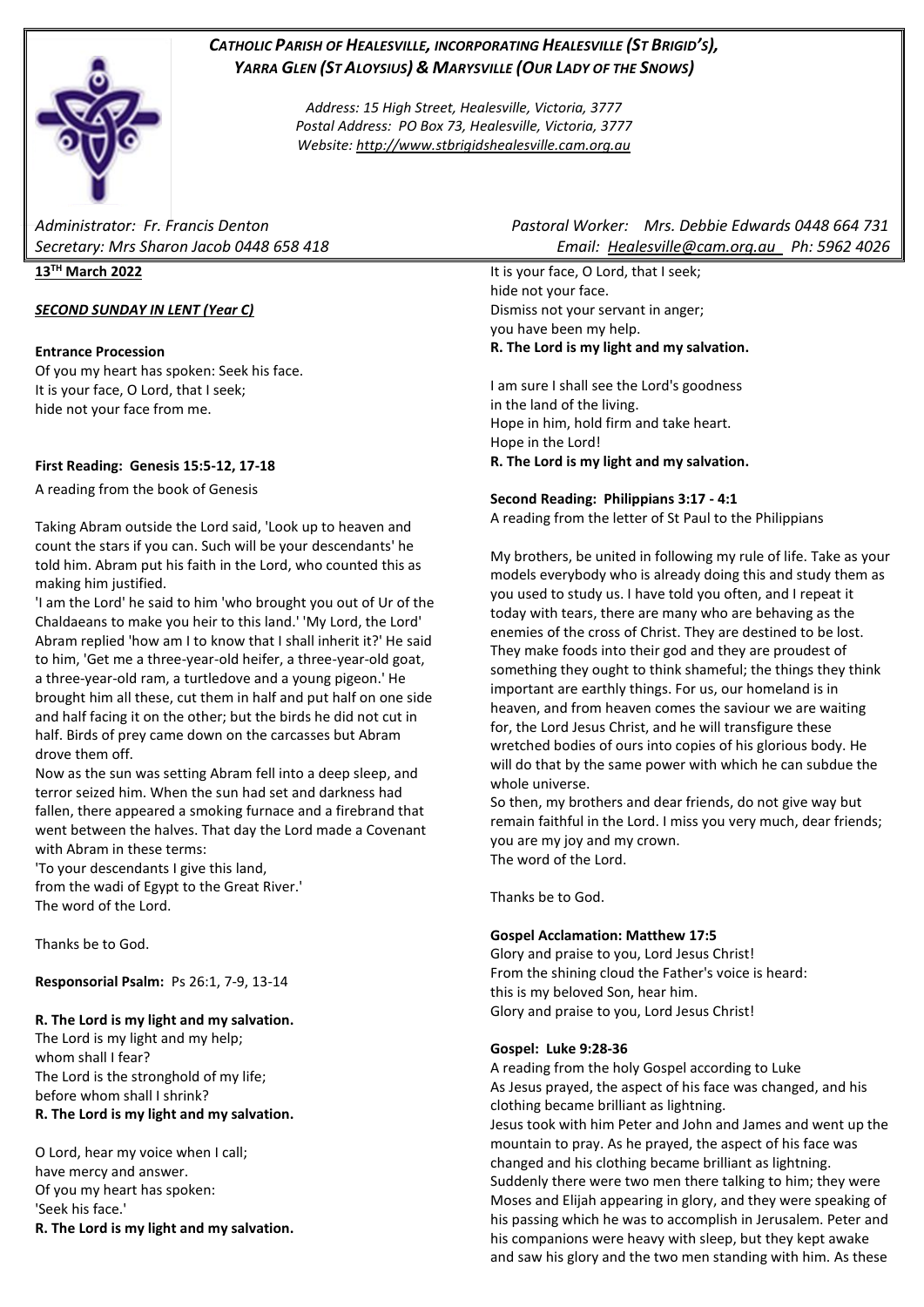***CATHOLIC PARISH OF HEALESVILLE, INCORPORATING HEALESVILLE (ST BRIGID'S), YARRA GLEN (ST ALOYSIUS) & MARYSVILLE (OUR LADY OF THE SNOWS)***

*Address: 15 High Street, Healesville, Victoria, 3777*
*Postal Address: PO Box 73, Healesville, Victoria, 3777*
*Website: http://www.stbrigidshealesville.cam.org.au*

*Administrator: Fr. Francis Denton*
*Secretary: Mrs Sharon Jacob 0448 658 418*
*Pastoral Worker: Mrs. Debbie Edwards 0448 664 731*
*Email: Healesville@cam.org.au Ph: 5962 4026*

**13TH March 2022**

***SECOND SUNDAY IN LENT (Year C)***

**Entrance Procession**

Of you my heart has spoken: Seek his face.
It is your face, O Lord, that I seek;
hide not your face from me.

**First Reading: Genesis 15:5-12, 17-18**

A reading from the book of Genesis

Taking Abram outside the Lord said, 'Look up to heaven and count the stars if you can. Such will be your descendants' he told him. Abram put his faith in the Lord, who counted this as making him justified.

'I am the Lord' he said to him 'who brought you out of Ur of the Chaldaeans to make you heir to this land.' 'My Lord, the Lord' Abram replied 'how am I to know that I shall inherit it?' He said to him, 'Get me a three-year-old heifer, a three-year-old goat, a three-year-old ram, a turtledove and a young pigeon.' He brought him all these, cut them in half and put half on one side and half facing it on the other; but the birds he did not cut in half. Birds of prey came down on the carcasses but Abram drove them off.

Now as the sun was setting Abram fell into a deep sleep, and terror seized him. When the sun had set and darkness had fallen, there appeared a smoking furnace and a firebrand that went between the halves. That day the Lord made a Covenant with Abram in these terms:

'To your descendants I give this land,
from the wadi of Egypt to the Great River.'
The word of the Lord.

Thanks be to God.

**Responsorial Psalm:** Ps 26:1, 7-9, 13-14

**R. The Lord is my light and my salvation.**

The Lord is my light and my help;
whom shall I fear?
The Lord is the stronghold of my life;
before whom shall I shrink?
**R. The Lord is my light and my salvation.**

O Lord, hear my voice when I call;
have mercy and answer.
Of you my heart has spoken:
'Seek his face.'
**R. The Lord is my light and my salvation.**

It is your face, O Lord, that I seek;
hide not your face.
Dismiss not your servant in anger;
you have been my help.
**R. The Lord is my light and my salvation.**

I am sure I shall see the Lord's goodness
in the land of the living.
Hope in him, hold firm and take heart.
Hope in the Lord!
**R. The Lord is my light and my salvation.**

**Second Reading: Philippians 3:17 - 4:1**

A reading from the letter of St Paul to the Philippians

My brothers, be united in following my rule of life. Take as your models everybody who is already doing this and study them as you used to study us. I have told you often, and I repeat it today with tears, there are many who are behaving as the enemies of the cross of Christ. They are destined to be lost. They make foods into their god and they are proudest of something they ought to think shameful; the things they think important are earthly things. For us, our homeland is in heaven, and from heaven comes the saviour we are waiting for, the Lord Jesus Christ, and he will transfigure these wretched bodies of ours into copies of his glorious body. He will do that by the same power with which he can subdue the whole universe.

So then, my brothers and dear friends, do not give way but remain faithful in the Lord. I miss you very much, dear friends; you are my joy and my crown.
The word of the Lord.

Thanks be to God.

**Gospel Acclamation: Matthew 17:5**

Glory and praise to you, Lord Jesus Christ!
From the shining cloud the Father's voice is heard:
this is my beloved Son, hear him.
Glory and praise to you, Lord Jesus Christ!

**Gospel: Luke 9:28-36**

A reading from the holy Gospel according to Luke

As Jesus prayed, the aspect of his face was changed, and his clothing became brilliant as lightning.

Jesus took with him Peter and John and James and went up the mountain to pray. As he prayed, the aspect of his face was changed and his clothing became brilliant as lightning. Suddenly there were two men there talking to him; they were Moses and Elijah appearing in glory, and they were speaking of his passing which he was to accomplish in Jerusalem. Peter and his companions were heavy with sleep, but they kept awake and saw his glory and the two men standing with him. As these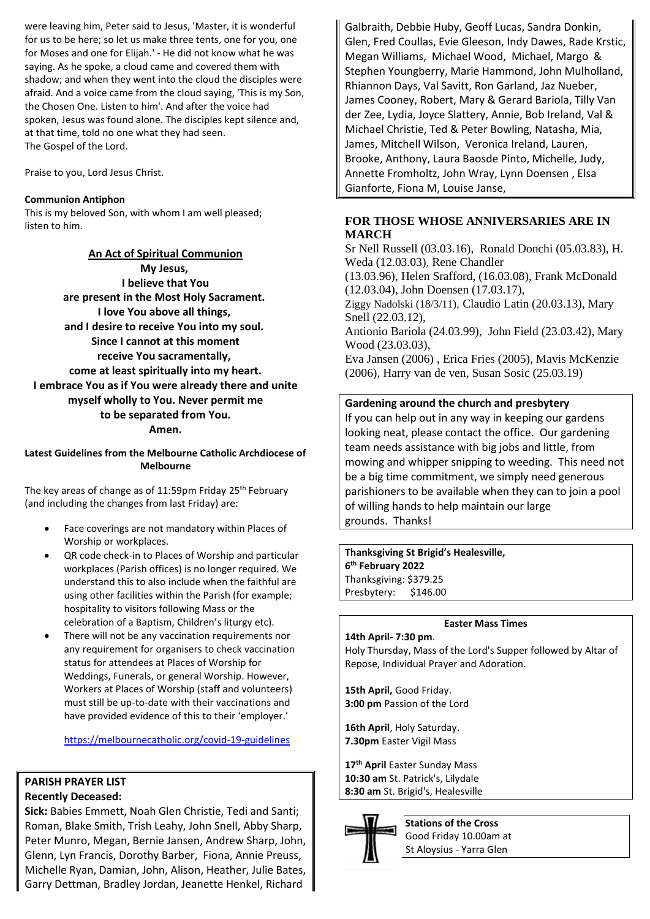were leaving him, Peter said to Jesus, 'Master, it is wonderful for us to be here; so let us make three tents, one for you, one for Moses and one for Elijah.' - He did not know what he was saying. As he spoke, a cloud came and covered them with shadow; and when they went into the cloud the disciples were afraid. And a voice came from the cloud saying, 'This is my Son, the Chosen One. Listen to him'. And after the voice had spoken, Jesus was found alone. The disciples kept silence and, at that time, told no one what they had seen.
The Gospel of the Lord.

Praise to you, Lord Jesus Christ.

**Communion Antiphon**
This is my beloved Son, with whom I am well pleased; listen to him.

**An Act of Spiritual Communion**

**My Jesus,
I believe that You
are present in the Most Holy Sacrament.
I love You above all things,
and I desire to receive You into my soul.
Since I cannot at this moment
receive You sacramentally,
come at least spiritually into my heart.
I embrace You as if You were already there and unite
myself wholly to You. Never permit me
to be separated from You.
Amen.**

**Latest Guidelines from the Melbourne Catholic Archdiocese of Melbourne**

The key areas of change as of 11:59pm Friday 25th February (and including the changes from last Friday) are:

- Face coverings are not mandatory within Places of Worship or workplaces.
- QR code check-in to Places of Worship and particular workplaces (Parish offices) is no longer required. We understand this to also include when the faithful are using other facilities within the Parish (for example; hospitality to visitors following Mass or the celebration of a Baptism, Children's liturgy etc).
- There will not be any vaccination requirements nor any requirement for organisers to check vaccination status for attendees at Places of Worship for Weddings, Funerals, or general Worship. However, Workers at Places of Worship (staff and volunteers) must still be up-to-date with their vaccinations and have provided evidence of this to their 'employer.'

https://melbournecatholic.org/covid-19-guidelines

**PARISH PRAYER LIST**
**Recently Deceased:**
**Sick:** Babies Emmett, Noah Glen Christie, Tedi and Santi; Roman, Blake Smith, Trish Leahy, John Snell, Abby Sharp, Peter Munro, Megan, Bernie Jansen, Andrew Sharp, John, Glenn, Lyn Francis, Dorothy Barber, Fiona, Annie Preuss, Michelle Ryan, Damian, John, Alison, Heather, Julie Bates, Garry Dettman, Bradley Jordan, Jeanette Henkel, Richard Galbraith, Debbie Huby, Geoff Lucas, Sandra Donkin, Glen, Fred Coullas, Evie Gleeson, Indy Dawes, Rade Krstic, Megan Williams, Michael Wood, Michael, Margo & Stephen Youngberry, Marie Hammond, John Mulholland, Rhiannon Days, Val Savitt, Ron Garland, Jaz Nueber, James Cooney, Robert, Mary & Gerard Bariola, Tilly Van der Zee, Lydia, Joyce Slattery, Annie, Bob Ireland, Val & Michael Christie, Ted & Peter Bowling, Natasha, Mia, James, Mitchell Wilson, Veronica Ireland, Lauren, Brooke, Anthony, Laura Baosde Pinto, Michelle, Judy, Annette Fromholtz, John Wray, Lynn Doensen , Elsa Gianforte, Fiona M, Louise Janse,

## FOR THOSE WHOSE ANNIVERSARIES ARE IN MARCH

Sr Nell Russell (03.03.16), Ronald Donchi (05.03.83), H. Weda (12.03.03), Rene Chandler (13.03.96), Helen Srafford, (16.03.08), Frank McDonald (12.03.04), John Doensen (17.03.17), Ziggy Nadolski (18/3/11), Claudio Latin (20.03.13), Mary Snell (22.03.12), Antionio Bariola (24.03.99), John Field (23.03.42), Mary Wood (23.03.03), Eva Jansen (2006) , Erica Fries (2005), Mavis McKenzie (2006), Harry van de ven, Susan Sosic (25.03.19)

**Gardening around the church and presbytery**
If you can help out in any way in keeping our gardens looking neat, please contact the office. Our gardening team needs assistance with big jobs and little, from mowing and whipper snipping to weeding. This need not be a big time commitment, we simply need generous parishioners to be available when they can to join a pool of willing hands to help maintain our large grounds. Thanks!

**Thanksgiving St Brigid's Healesville,
6th February 2022**
Thanksgiving: $379.25
Presbytery: $146.00

**Easter Mass Times**

**14th April- 7:30 pm**.
Holy Thursday, Mass of the Lord's Supper followed by Altar of Repose, Individual Prayer and Adoration.

**15th April,** Good Friday.
**3:00 pm** Passion of the Lord

**16th April**, Holy Saturday.
**7.30pm** Easter Vigil Mass

**17th April** Easter Sunday Mass
**10:30 am** St. Patrick's, Lilydale
**8:30 am** St. Brigid's, Healesville

**Stations of the Cross**
Good Friday 10.00am at
St Aloysius - Yarra Glen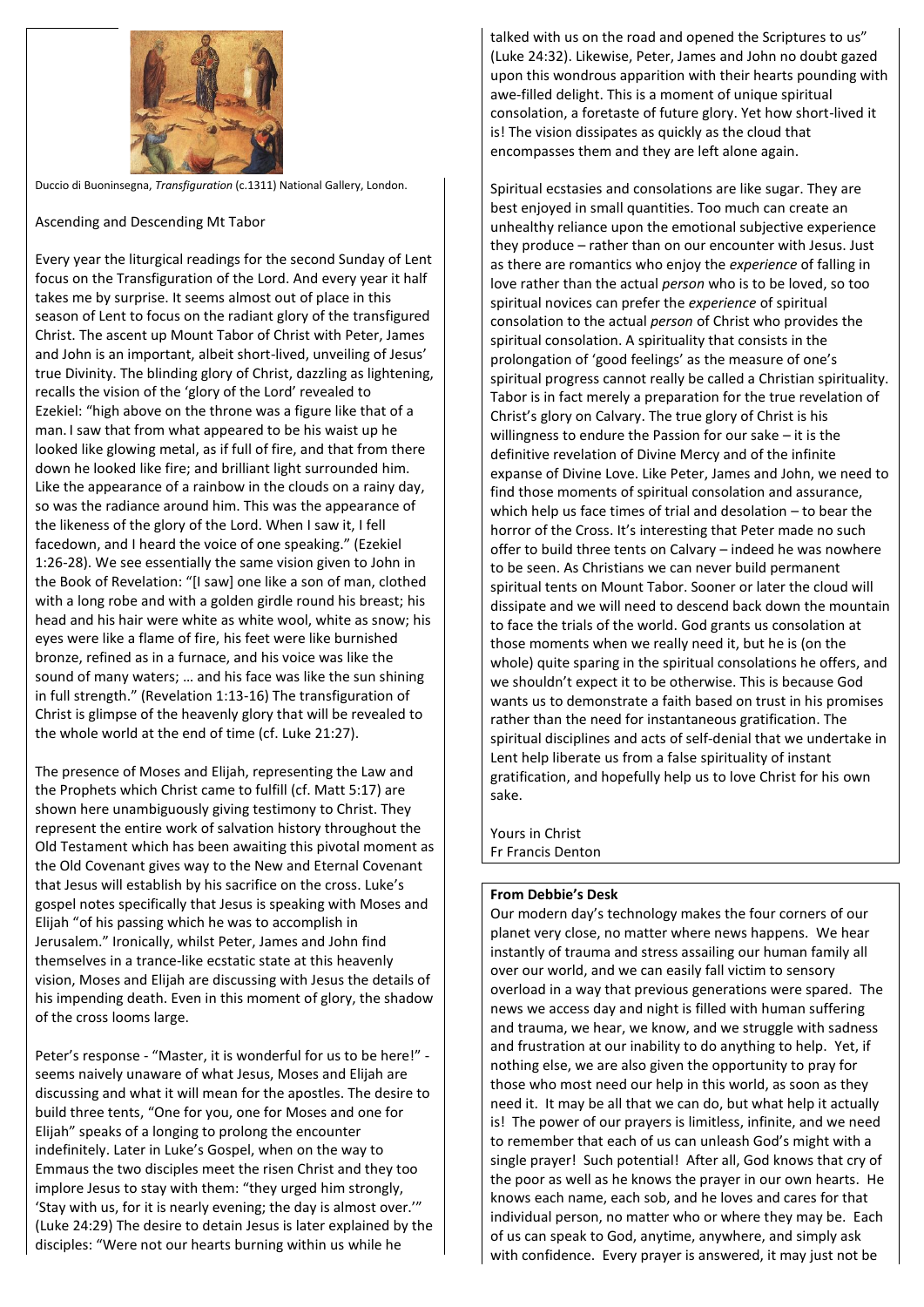Duccio di Buoninsegna, *Transfiguration* (c.1311) National Gallery, London.

Ascending and Descending Mt Tabor

Every year the liturgical readings for the second Sunday of Lent focus on the Transfiguration of the Lord. And every year it half takes me by surprise. It seems almost out of place in this season of Lent to focus on the radiant glory of the transfigured Christ. The ascent up Mount Tabor of Christ with Peter, James and John is an important, albeit short-lived, unveiling of Jesus' true Divinity. The blinding glory of Christ, dazzling as lightening, recalls the vision of the 'glory of the Lord' revealed to Ezekiel: "high above on the throne was a figure like that of a man. I saw that from what appeared to be his waist up he looked like glowing metal, as if full of fire, and that from there down he looked like fire; and brilliant light surrounded him. Like the appearance of a rainbow in the clouds on a rainy day, so was the radiance around him. This was the appearance of the likeness of the glory of the Lord. When I saw it, I fell facedown, and I heard the voice of one speaking." (Ezekiel 1:26-28). We see essentially the same vision given to John in the Book of Revelation: "[I saw] one like a son of man, clothed with a long robe and with a golden girdle round his breast; his head and his hair were white as white wool, white as snow; his eyes were like a flame of fire, his feet were like burnished bronze, refined as in a furnace, and his voice was like the sound of many waters; … and his face was like the sun shining in full strength." (Revelation 1:13-16) The transfiguration of Christ is glimpse of the heavenly glory that will be revealed to the whole world at the end of time (cf. Luke 21:27).

The presence of Moses and Elijah, representing the Law and the Prophets which Christ came to fulfill (cf. Matt 5:17) are shown here unambiguously giving testimony to Christ. They represent the entire work of salvation history throughout the Old Testament which has been awaiting this pivotal moment as the Old Covenant gives way to the New and Eternal Covenant that Jesus will establish by his sacrifice on the cross. Luke's gospel notes specifically that Jesus is speaking with Moses and Elijah "of his passing which he was to accomplish in Jerusalem." Ironically, whilst Peter, James and John find themselves in a trance-like ecstatic state at this heavenly vision, Moses and Elijah are discussing with Jesus the details of his impending death. Even in this moment of glory, the shadow of the cross looms large.

Peter's response - "Master, it is wonderful for us to be here!" - seems naively unaware of what Jesus, Moses and Elijah are discussing and what it will mean for the apostles. The desire to build three tents, "One for you, one for Moses and one for Elijah" speaks of a longing to prolong the encounter indefinitely. Later in Luke's Gospel, when on the way to Emmaus the two disciples meet the risen Christ and they too implore Jesus to stay with them: "they urged him strongly, 'Stay with us, for it is nearly evening; the day is almost over.'" (Luke 24:29) The desire to detain Jesus is later explained by the disciples: "Were not our hearts burning within us while he talked with us on the road and opened the Scriptures to us" (Luke 24:32). Likewise, Peter, James and John no doubt gazed upon this wondrous apparition with their hearts pounding with awe-filled delight. This is a moment of unique spiritual consolation, a foretaste of future glory. Yet how short-lived it is! The vision dissipates as quickly as the cloud that encompasses them and they are left alone again.

Spiritual ecstasies and consolations are like sugar. They are best enjoyed in small quantities. Too much can create an unhealthy reliance upon the emotional subjective experience they produce – rather than on our encounter with Jesus. Just as there are romantics who enjoy the *experience* of falling in love rather than the actual *person* who is to be loved, so too spiritual novices can prefer the *experience* of spiritual consolation to the actual *person* of Christ who provides the spiritual consolation. A spirituality that consists in the prolongation of 'good feelings' as the measure of one's spiritual progress cannot really be called a Christian spirituality. Tabor is in fact merely a preparation for the true revelation of Christ's glory on Calvary. The true glory of Christ is his willingness to endure the Passion for our sake – it is the definitive revelation of Divine Mercy and of the infinite expanse of Divine Love. Like Peter, James and John, we need to find those moments of spiritual consolation and assurance, which help us face times of trial and desolation – to bear the horror of the Cross. It's interesting that Peter made no such offer to build three tents on Calvary – indeed he was nowhere to be seen. As Christians we can never build permanent spiritual tents on Mount Tabor. Sooner or later the cloud will dissipate and we will need to descend back down the mountain to face the trials of the world. God grants us consolation at those moments when we really need it, but he is (on the whole) quite sparing in the spiritual consolations he offers, and we shouldn't expect it to be otherwise. This is because God wants us to demonstrate a faith based on trust in his promises rather than the need for instantaneous gratification. The spiritual disciplines and acts of self-denial that we undertake in Lent help liberate us from a false spirituality of instant gratification, and hopefully help us to love Christ for his own sake.

Yours in Christ
Fr Francis Denton

**From Debbie's Desk**

Our modern day's technology makes the four corners of our planet very close, no matter where news happens. We hear instantly of trauma and stress assailing our human family all over our world, and we can easily fall victim to sensory overload in a way that previous generations were spared. The news we access day and night is filled with human suffering and trauma, we hear, we know, and we struggle with sadness and frustration at our inability to do anything to help. Yet, if nothing else, we are also given the opportunity to pray for those who most need our help in this world, as soon as they need it. It may be all that we can do, but what help it actually is! The power of our prayers is limitless, infinite, and we need to remember that each of us can unleash God's might with a single prayer! Such potential! After all, God knows that cry of the poor as well as he knows the prayer in our own hearts. He knows each name, each sob, and he loves and cares for that individual person, no matter who or where they may be. Each of us can speak to God, anytime, anywhere, and simply ask with confidence. Every prayer is answered, it may just not be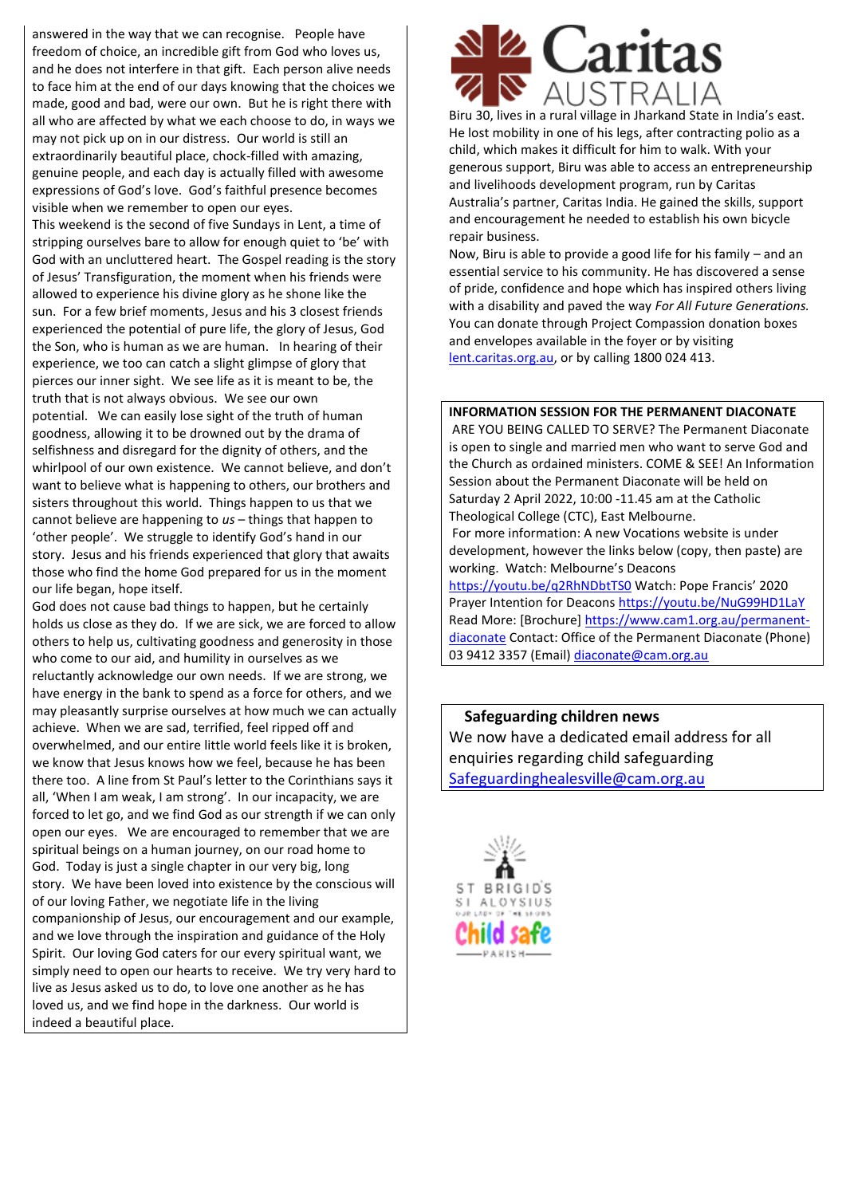answered in the way that we can recognise. People have freedom of choice, an incredible gift from God who loves us, and he does not interfere in that gift. Each person alive needs to face him at the end of our days knowing that the choices we made, good and bad, were our own. But he is right there with all who are affected by what we each choose to do, in ways we may not pick up on in our distress. Our world is still an extraordinarily beautiful place, chock-filled with amazing, genuine people, and each day is actually filled with awesome expressions of God's love. God's faithful presence becomes visible when we remember to open our eyes.

This weekend is the second of five Sundays in Lent, a time of stripping ourselves bare to allow for enough quiet to 'be' with God with an uncluttered heart. The Gospel reading is the story of Jesus' Transfiguration, the moment when his friends were allowed to experience his divine glory as he shone like the sun. For a few brief moments, Jesus and his 3 closest friends experienced the potential of pure life, the glory of Jesus, God the Son, who is human as we are human. In hearing of their experience, we too can catch a slight glimpse of glory that pierces our inner sight. We see life as it is meant to be, the truth that is not always obvious. We see our own potential. We can easily lose sight of the truth of human goodness, allowing it to be drowned out by the drama of selfishness and disregard for the dignity of others, and the whirlpool of our own existence. We cannot believe, and don't want to believe what is happening to others, our brothers and sisters throughout this world. Things happen to us that we cannot believe are happening to *us* – things that happen to 'other people'. We struggle to identify God's hand in our story. Jesus and his friends experienced that glory that awaits those who find the home God prepared for us in the moment our life began, hope itself.

God does not cause bad things to happen, but he certainly holds us close as they do. If we are sick, we are forced to allow others to help us, cultivating goodness and generosity in those who come to our aid, and humility in ourselves as we reluctantly acknowledge our own needs. If we are strong, we have energy in the bank to spend as a force for others, and we may pleasantly surprise ourselves at how much we can actually achieve. When we are sad, terrified, feel ripped off and overwhelmed, and our entire little world feels like it is broken, we know that Jesus knows how we feel, because he has been there too. A line from St Paul's letter to the Corinthians says it all, 'When I am weak, I am strong'. In our incapacity, we are forced to let go, and we find God as our strength if we can only open our eyes. We are encouraged to remember that we are spiritual beings on a human journey, on our road home to God. Today is just a single chapter in our very big, long story. We have been loved into existence by the conscious will of our loving Father, we negotiate life in the living companionship of Jesus, our encouragement and our example, and we love through the inspiration and guidance of the Holy Spirit. Our loving God caters for our every spiritual want, we simply need to open our hearts to receive. We try very hard to live as Jesus asked us to do, to love one another as he has loved us, and we find hope in the darkness. Our world is indeed a beautiful place.

**Caritas AUSTRALIA**

Biru 30, lives in a rural village in Jharkand State in India's east. He lost mobility in one of his legs, after contracting polio as a child, which makes it difficult for him to walk. With your generous support, Biru was able to access an entrepreneurship and livelihoods development program, run by Caritas Australia's partner, Caritas India. He gained the skills, support and encouragement he needed to establish his own bicycle repair business.

Now, Biru is able to provide a good life for his family – and an essential service to his community. He has discovered a sense of pride, confidence and hope which has inspired others living with a disability and paved the way *For All Future Generations.* You can donate through Project Compassion donation boxes and envelopes available in the foyer or by visiting lent.caritas.org.au, or by calling 1800 024 413.

**INFORMATION SESSION FOR THE PERMANENT DIACONATE**

ARE YOU BEING CALLED TO SERVE? The Permanent Diaconate is open to single and married men who want to serve God and the Church as ordained ministers. COME & SEE! An Information Session about the Permanent Diaconate will be held on Saturday 2 April 2022, 10:00 -11.45 am at the Catholic Theological College (CTC), East Melbourne.

For more information: A new Vocations website is under development, however the links below (copy, then paste) are working. Watch: Melbourne's Deacons https://youtu.be/q2RhNDbtTS0 Watch: Pope Francis' 2020 Prayer Intention for Deacons https://youtu.be/NuG99HD1LaY Read More: [Brochure] https://www.cam1.org.au/permanent-diaconate Contact: Office of the Permanent Diaconate (Phone) 03 9412 3357 (Email) diaconate@cam.org.au

**Safeguarding children news**

We now have a dedicated email address for all enquiries regarding child safeguarding Safeguardinghealesville@cam.org.au

ST BRIGID'S
ST ALOYSIUS
OUR LADY OF THE SNOWS
Child safe
PARISH